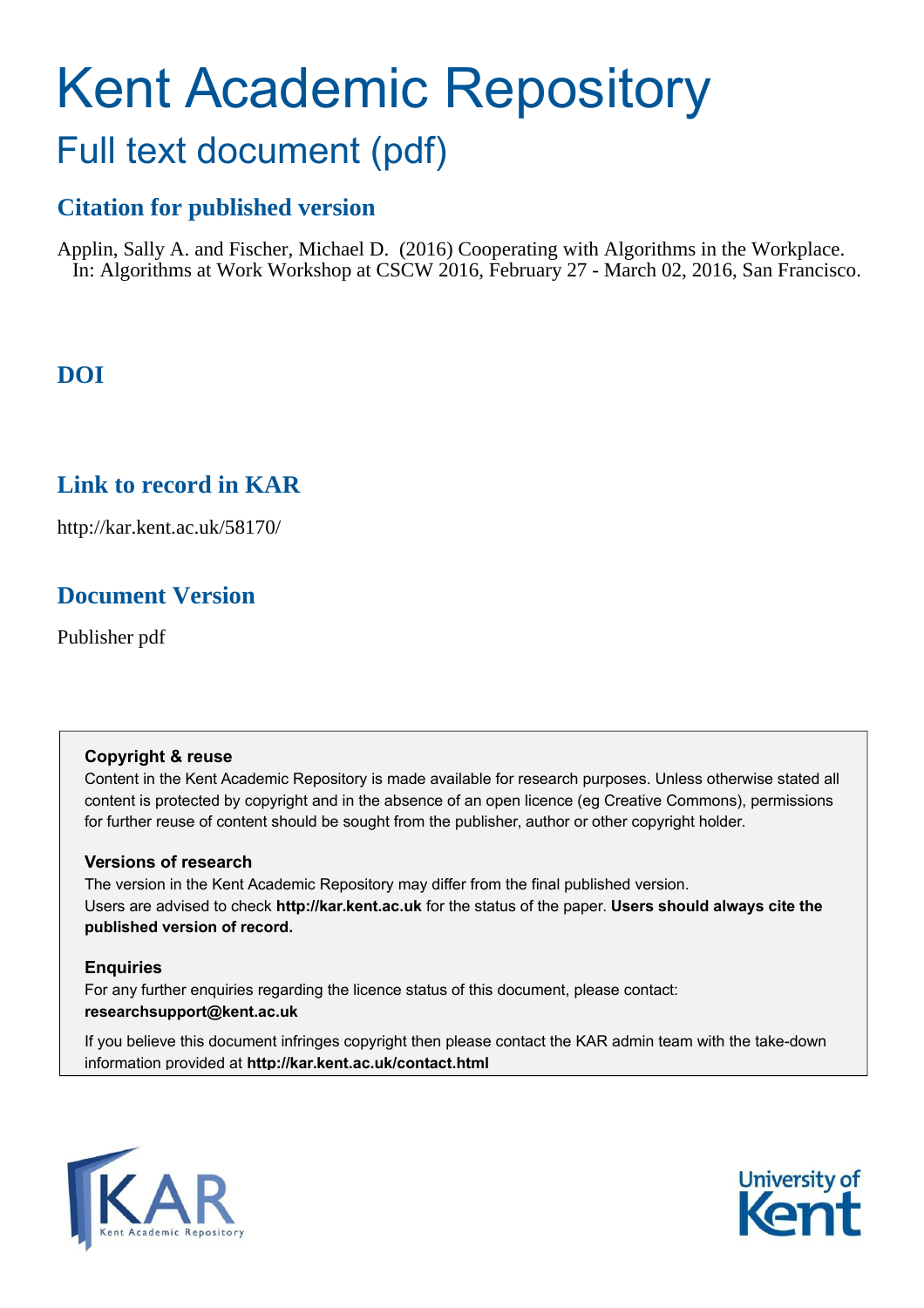# Kent Academic Repository

## Full text document (pdf)

## Citation for published version

Applin, Sally A. and Fischer, Michael D. (2016) Cooperating with Algorithms in the Workplace. In: Algorithms at Work Workshop at CSCW 2016, February 27 - March 02, 2016, San Francisco.

## DOI

## Link to record in KAR

http://kar.kent.ac.uk/58170/

## Document Version

Publisher pdf

**Copyright & reuse**

Content in the Kent Academic Repository is made available for research purposes. Unless otherwise stated all content is protected by copyright and in the absence of an open licence (eg Creative Commons), permissions for further reuse of content should be sought from the publisher, author or other copyright holder.

**Versions of research**

The version in the Kent Academic Repository may differ from the final published version. Users are advised to check **http://kar.kent.ac.uk** for the status of the paper. **Users should always cite the published version of record.**

**Enquiries**

For any further enquiries regarding the licence status of this document, please contact: **researchsupport@kent.ac.uk**

If you believe this document infringes copyright then please contact the KAR admin team with the take-down information provided at **http://kar.kent.ac.uk/contact.html**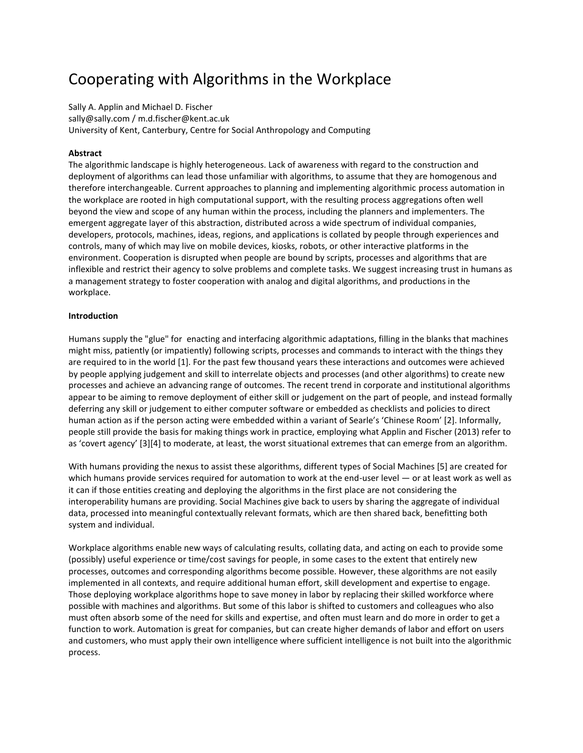# Cooperating with Algorithms in the Workplace

Sally A. Applin and Michael D. Fischer
sally@sally.com / m.d.fischer@kent.ac.uk
University of Kent, Canterbury, Centre for Social Anthropology and Computing

**Abstract**
The algorithmic landscape is highly heterogeneous. Lack of awareness with regard to the construction and deployment of algorithms can lead those unfamiliar with algorithms, to assume that they are homogenous and therefore interchangeable. Current approaches to planning and implementing algorithmic process automation in the workplace are rooted in high computational support, with the resulting process aggregations often well beyond the view and scope of any human within the process, including the planners and implementers. The emergent aggregate layer of this abstraction, distributed across a wide spectrum of individual companies, developers, protocols, machines, ideas, regions, and applications is collated by people through experiences and controls, many of which may live on mobile devices, kiosks, robots, or other interactive platforms in the environment. Cooperation is disrupted when people are bound by scripts, processes and algorithms that are inflexible and restrict their agency to solve problems and complete tasks. We suggest increasing trust in humans as a management strategy to foster cooperation with analog and digital algorithms, and productions in the workplace.

**Introduction**

Humans supply the "glue" for enacting and interfacing algorithmic adaptations, filling in the blanks that machines might miss, patiently (or impatiently) following scripts, processes and commands to interact with the things they are required to in the world [1]. For the past few thousand years these interactions and outcomes were achieved by people applying judgement and skill to interrelate objects and processes (and other algorithms) to create new processes and achieve an advancing range of outcomes. The recent trend in corporate and institutional algorithms appear to be aiming to remove deployment of either skill or judgement on the part of people, and instead formally deferring any skill or judgement to either computer software or embedded as checklists and policies to direct human action as if the person acting were embedded within a variant of Searle's 'Chinese Room' [2]. Informally, people still provide the basis for making things work in practice, employing what Applin and Fischer (2013) refer to as 'covert agency' [3][4] to moderate, at least, the worst situational extremes that can emerge from an algorithm.

With humans providing the nexus to assist these algorithms, different types of Social Machines [5] are created for which humans provide services required for automation to work at the end-user level — or at least work as well as it can if those entities creating and deploying the algorithms in the first place are not considering the interoperability humans are providing. Social Machines give back to users by sharing the aggregate of individual data, processed into meaningful contextually relevant formats, which are then shared back, benefitting both system and individual.

Workplace algorithms enable new ways of calculating results, collating data, and acting on each to provide some (possibly) useful experience or time/cost savings for people, in some cases to the extent that entirely new processes, outcomes and corresponding algorithms become possible. However, these algorithms are not easily implemented in all contexts, and require additional human effort, skill development and expertise to engage. Those deploying workplace algorithms hope to save money in labor by replacing their skilled workforce where possible with machines and algorithms. But some of this labor is shifted to customers and colleagues who also must often absorb some of the need for skills and expertise, and often must learn and do more in order to get a function to work. Automation is great for companies, but can create higher demands of labor and effort on users and customers, who must apply their own intelligence where sufficient intelligence is not built into the algorithmic process.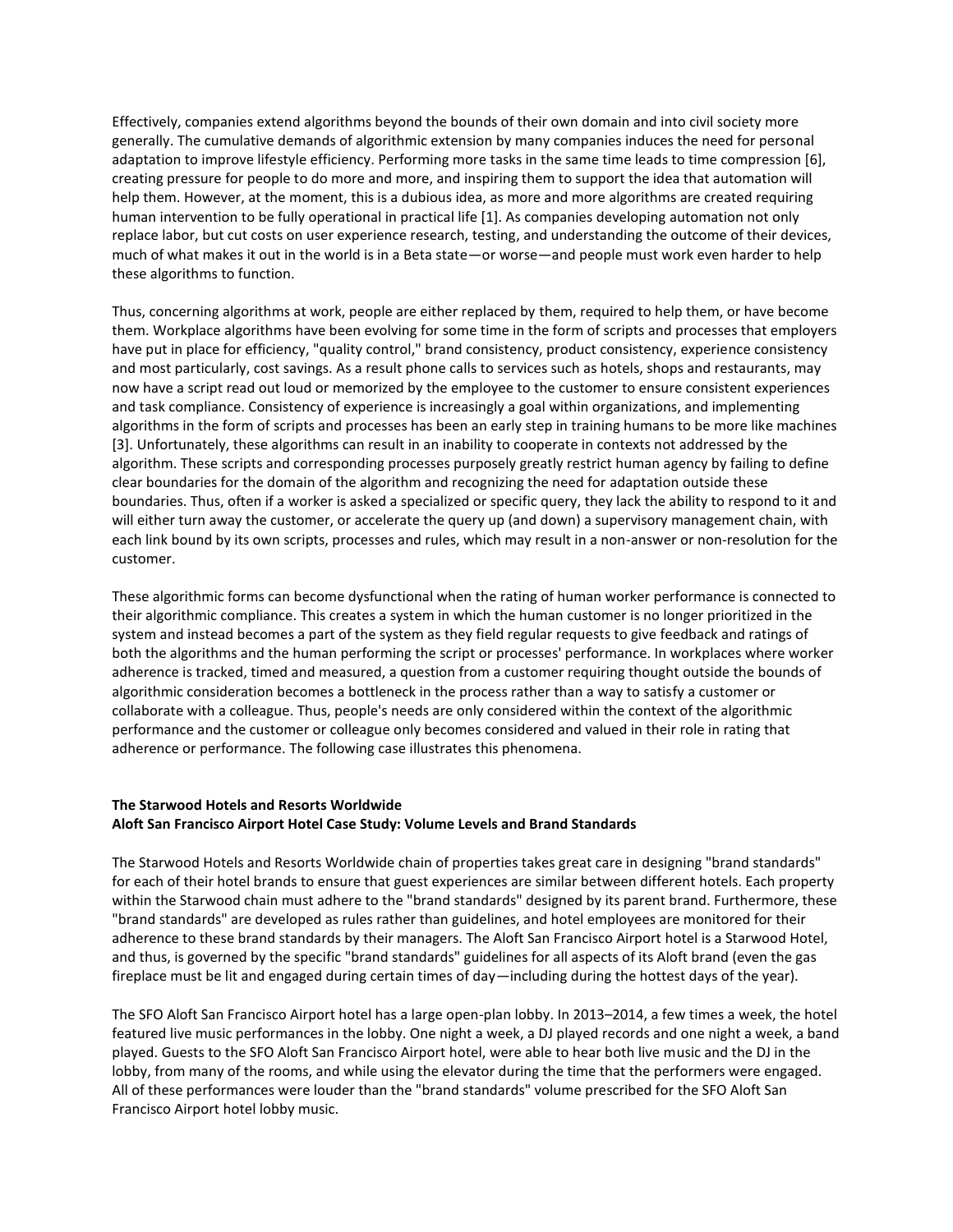Effectively, companies extend algorithms beyond the bounds of their own domain and into civil society more generally. The cumulative demands of algorithmic extension by many companies induces the need for personal adaptation to improve lifestyle efficiency. Performing more tasks in the same time leads to time compression [6], creating pressure for people to do more and more, and inspiring them to support the idea that automation will help them. However, at the moment, this is a dubious idea, as more and more algorithms are created requiring human intervention to be fully operational in practical life [1]. As companies developing automation not only replace labor, but cut costs on user experience research, testing, and understanding the outcome of their devices, much of what makes it out in the world is in a Beta state—or worse—and people must work even harder to help these algorithms to function.

Thus, concerning algorithms at work, people are either replaced by them, required to help them, or have become them. Workplace algorithms have been evolving for some time in the form of scripts and processes that employers have put in place for efficiency, "quality control," brand consistency, product consistency, experience consistency and most particularly, cost savings. As a result phone calls to services such as hotels, shops and restaurants, may now have a script read out loud or memorized by the employee to the customer to ensure consistent experiences and task compliance. Consistency of experience is increasingly a goal within organizations, and implementing algorithms in the form of scripts and processes has been an early step in training humans to be more like machines [3]. Unfortunately, these algorithms can result in an inability to cooperate in contexts not addressed by the algorithm. These scripts and corresponding processes purposely greatly restrict human agency by failing to define clear boundaries for the domain of the algorithm and recognizing the need for adaptation outside these boundaries. Thus, often if a worker is asked a specialized or specific query, they lack the ability to respond to it and will either turn away the customer, or accelerate the query up (and down) a supervisory management chain, with each link bound by its own scripts, processes and rules, which may result in a non-answer or non-resolution for the customer.

These algorithmic forms can become dysfunctional when the rating of human worker performance is connected to their algorithmic compliance. This creates a system in which the human customer is no longer prioritized in the system and instead becomes a part of the system as they field regular requests to give feedback and ratings of both the algorithms and the human performing the script or processes' performance. In workplaces where worker adherence is tracked, timed and measured, a question from a customer requiring thought outside the bounds of algorithmic consideration becomes a bottleneck in the process rather than a way to satisfy a customer or collaborate with a colleague. Thus, people's needs are only considered within the context of the algorithmic performance and the customer or colleague only becomes considered and valued in their role in rating that adherence or performance. The following case illustrates this phenomena.

**The Starwood Hotels and Resorts Worldwide**
**Aloft San Francisco Airport Hotel Case Study: Volume Levels and Brand Standards**

The Starwood Hotels and Resorts Worldwide chain of properties takes great care in designing "brand standards" for each of their hotel brands to ensure that guest experiences are similar between different hotels. Each property within the Starwood chain must adhere to the "brand standards" designed by its parent brand. Furthermore, these "brand standards" are developed as rules rather than guidelines, and hotel employees are monitored for their adherence to these brand standards by their managers. The Aloft San Francisco Airport hotel is a Starwood Hotel, and thus, is governed by the specific "brand standards" guidelines for all aspects of its Aloft brand (even the gas fireplace must be lit and engaged during certain times of day—including during the hottest days of the year).

The SFO Aloft San Francisco Airport hotel has a large open-plan lobby. In 2013–2014, a few times a week, the hotel featured live music performances in the lobby. One night a week, a DJ played records and one night a week, a band played. Guests to the SFO Aloft San Francisco Airport hotel, were able to hear both live music and the DJ in the lobby, from many of the rooms, and while using the elevator during the time that the performers were engaged. All of these performances were louder than the "brand standards" volume prescribed for the SFO Aloft San Francisco Airport hotel lobby music.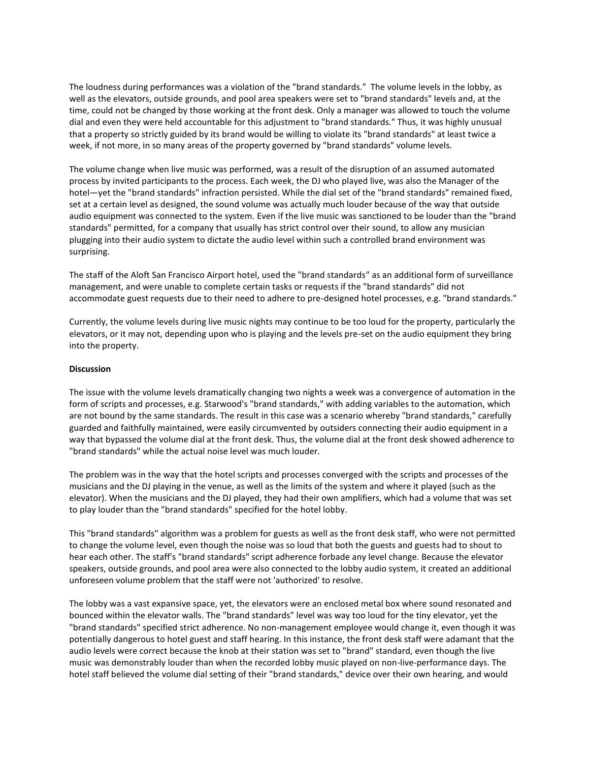The loudness during performances was a violation of the "brand standards." The volume levels in the lobby, as well as the elevators, outside grounds, and pool area speakers were set to "brand standards" levels and, at the time, could not be changed by those working at the front desk. Only a manager was allowed to touch the volume dial and even they were held accountable for this adjustment to "brand standards." Thus, it was highly unusual that a property so strictly guided by its brand would be willing to violate its "brand standards" at least twice a week, if not more, in so many areas of the property governed by "brand standards" volume levels.

The volume change when live music was performed, was a result of the disruption of an assumed automated process by invited participants to the process. Each week, the DJ who played live, was also the Manager of the hotel—yet the "brand standards" infraction persisted. While the dial set of the "brand standards" remained fixed, set at a certain level as designed, the sound volume was actually much louder because of the way that outside audio equipment was connected to the system. Even if the live music was sanctioned to be louder than the "brand standards" permitted, for a company that usually has strict control over their sound, to allow any musician plugging into their audio system to dictate the audio level within such a controlled brand environment was surprising.

The staff of the Aloft San Francisco Airport hotel, used the "brand standards" as an additional form of surveillance management, and were unable to complete certain tasks or requests if the "brand standards" did not accommodate guest requests due to their need to adhere to pre-designed hotel processes, e.g. "brand standards."

Currently, the volume levels during live music nights may continue to be too loud for the property, particularly the elevators, or it may not, depending upon who is playing and the levels pre-set on the audio equipment they bring into the property.

**Discussion**

The issue with the volume levels dramatically changing two nights a week was a convergence of automation in the form of scripts and processes, e.g. Starwood's "brand standards," with adding variables to the automation, which are not bound by the same standards. The result in this case was a scenario whereby "brand standards," carefully guarded and faithfully maintained, were easily circumvented by outsiders connecting their audio equipment in a way that bypassed the volume dial at the front desk. Thus, the volume dial at the front desk showed adherence to "brand standards" while the actual noise level was much louder.

The problem was in the way that the hotel scripts and processes converged with the scripts and processes of the musicians and the DJ playing in the venue, as well as the limits of the system and where it played (such as the elevator). When the musicians and the DJ played, they had their own amplifiers, which had a volume that was set to play louder than the "brand standards" specified for the hotel lobby.

This "brand standards" algorithm was a problem for guests as well as the front desk staff, who were not permitted to change the volume level, even though the noise was so loud that both the guests and guests had to shout to hear each other. The staff's "brand standards" script adherence forbade any level change. Because the elevator speakers, outside grounds, and pool area were also connected to the lobby audio system, it created an additional unforeseen volume problem that the staff were not 'authorized' to resolve.

The lobby was a vast expansive space, yet, the elevators were an enclosed metal box where sound resonated and bounced within the elevator walls. The "brand standards" level was way too loud for the tiny elevator, yet the "brand standards" specified strict adherence. No non-management employee would change it, even though it was potentially dangerous to hotel guest and staff hearing. In this instance, the front desk staff were adamant that the audio levels were correct because the knob at their station was set to "brand" standard, even though the live music was demonstrably louder than when the recorded lobby music played on non-live-performance days. The hotel staff believed the volume dial setting of their "brand standards," device over their own hearing, and would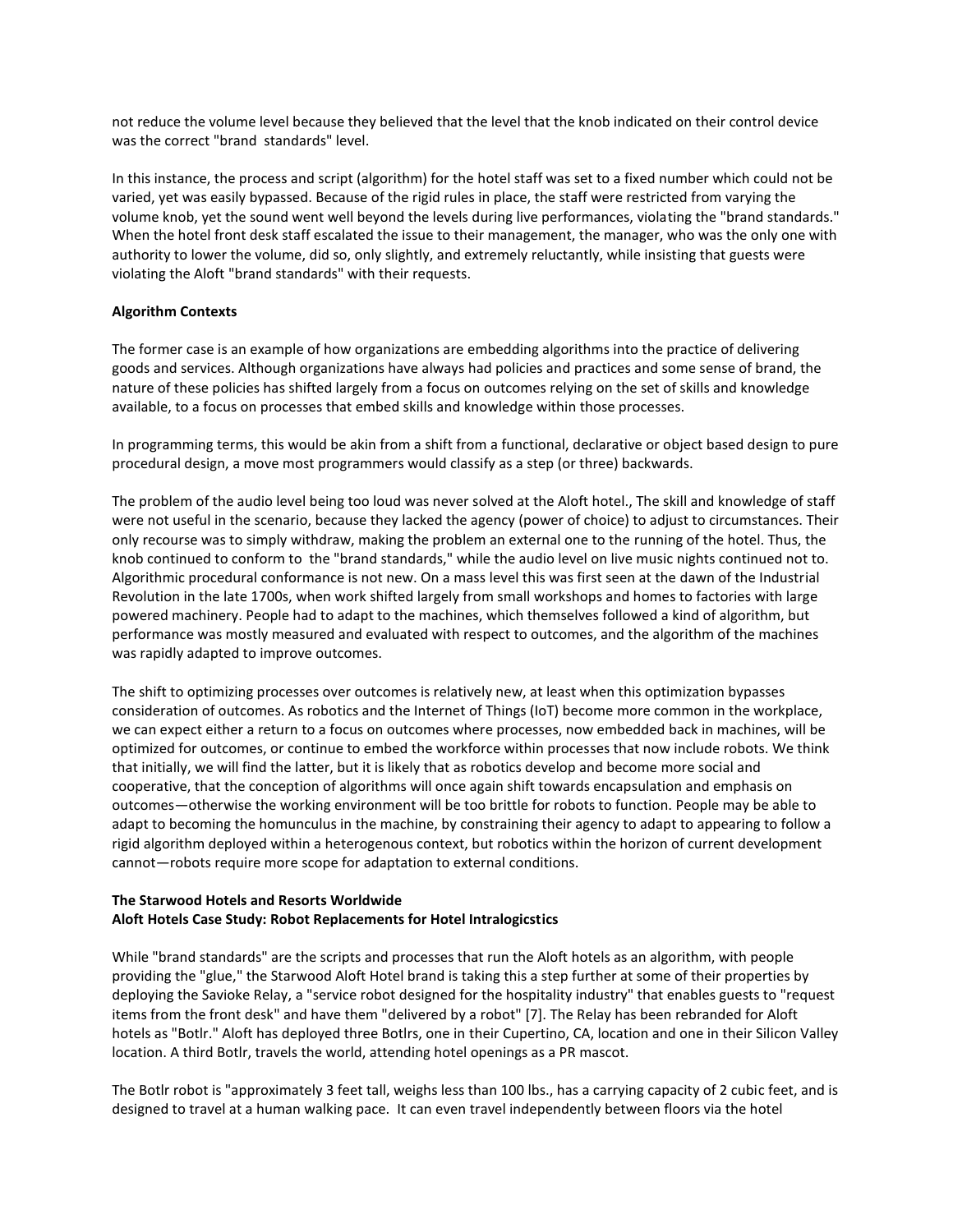not reduce the volume level because they believed that the level that the knob indicated on their control device was the correct "brand standards" level.

In this instance, the process and script (algorithm) for the hotel staff was set to a fixed number which could not be varied, yet was easily bypassed. Because of the rigid rules in place, the staff were restricted from varying the volume knob, yet the sound went well beyond the levels during live performances, violating the "brand standards." When the hotel front desk staff escalated the issue to their management, the manager, who was the only one with authority to lower the volume, did so, only slightly, and extremely reluctantly, while insisting that guests were violating the Aloft "brand standards" with their requests.

**Algorithm Contexts**

The former case is an example of how organizations are embedding algorithms into the practice of delivering goods and services. Although organizations have always had policies and practices and some sense of brand, the nature of these policies has shifted largely from a focus on outcomes relying on the set of skills and knowledge available, to a focus on processes that embed skills and knowledge within those processes.

In programming terms, this would be akin from a shift from a functional, declarative or object based design to pure procedural design, a move most programmers would classify as a step (or three) backwards.

The problem of the audio level being too loud was never solved at the Aloft hotel., The skill and knowledge of staff were not useful in the scenario, because they lacked the agency (power of choice) to adjust to circumstances. Their only recourse was to simply withdraw, making the problem an external one to the running of the hotel. Thus, the knob continued to conform to the "brand standards," while the audio level on live music nights continued not to. Algorithmic procedural conformance is not new. On a mass level this was first seen at the dawn of the Industrial Revolution in the late 1700s, when work shifted largely from small workshops and homes to factories with large powered machinery. People had to adapt to the machines, which themselves followed a kind of algorithm, but performance was mostly measured and evaluated with respect to outcomes, and the algorithm of the machines was rapidly adapted to improve outcomes.

The shift to optimizing processes over outcomes is relatively new, at least when this optimization bypasses consideration of outcomes. As robotics and the Internet of Things (IoT) become more common in the workplace, we can expect either a return to a focus on outcomes where processes, now embedded back in machines, will be optimized for outcomes, or continue to embed the workforce within processes that now include robots. We think that initially, we will find the latter, but it is likely that as robotics develop and become more social and cooperative, that the conception of algorithms will once again shift towards encapsulation and emphasis on outcomes—otherwise the working environment will be too brittle for robots to function. People may be able to adapt to becoming the homunculus in the machine, by constraining their agency to adapt to appearing to follow a rigid algorithm deployed within a heterogenous context, but robotics within the horizon of current development cannot—robots require more scope for adaptation to external conditions.

**The Starwood Hotels and Resorts Worldwide**
**Aloft Hotels Case Study: Robot Replacements for Hotel Intralogicstics**

While "brand standards" are the scripts and processes that run the Aloft hotels as an algorithm, with people providing the "glue," the Starwood Aloft Hotel brand is taking this a step further at some of their properties by deploying the Savioke Relay, a "service robot designed for the hospitality industry" that enables guests to "request items from the front desk" and have them "delivered by a robot" [7]. The Relay has been rebranded for Aloft hotels as "Botlr." Aloft has deployed three Botlrs, one in their Cupertino, CA, location and one in their Silicon Valley location. A third Botlr, travels the world, attending hotel openings as a PR mascot.

The Botlr robot is "approximately 3 feet tall, weighs less than 100 lbs., has a carrying capacity of 2 cubic feet, and is designed to travel at a human walking pace. It can even travel independently between floors via the hotel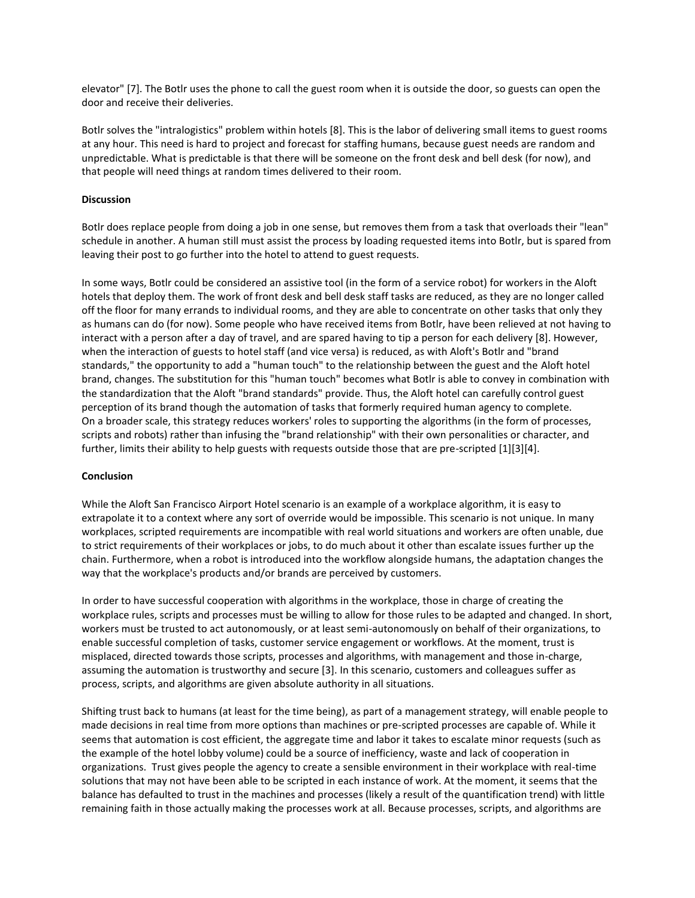elevator" [7]. The Botlr uses the phone to call the guest room when it is outside the door, so guests can open the door and receive their deliveries.

Botlr solves the "intralogistics" problem within hotels [8]. This is the labor of delivering small items to guest rooms at any hour. This need is hard to project and forecast for staffing humans, because guest needs are random and unpredictable. What is predictable is that there will be someone on the front desk and bell desk (for now), and that people will need things at random times delivered to their room.

**Discussion**

Botlr does replace people from doing a job in one sense, but removes them from a task that overloads their "lean" schedule in another. A human still must assist the process by loading requested items into Botlr, but is spared from leaving their post to go further into the hotel to attend to guest requests.

In some ways, Botlr could be considered an assistive tool (in the form of a service robot) for workers in the Aloft hotels that deploy them. The work of front desk and bell desk staff tasks are reduced, as they are no longer called off the floor for many errands to individual rooms, and they are able to concentrate on other tasks that only they as humans can do (for now). Some people who have received items from Botlr, have been relieved at not having to interact with a person after a day of travel, and are spared having to tip a person for each delivery [8]. However, when the interaction of guests to hotel staff (and vice versa) is reduced, as with Aloft's Botlr and "brand standards," the opportunity to add a "human touch" to the relationship between the guest and the Aloft hotel brand, changes. The substitution for this "human touch" becomes what Botlr is able to convey in combination with the standardization that the Aloft "brand standards" provide. Thus, the Aloft hotel can carefully control guest perception of its brand though the automation of tasks that formerly required human agency to complete.
On a broader scale, this strategy reduces workers' roles to supporting the algorithms (in the form of processes, scripts and robots) rather than infusing the "brand relationship" with their own personalities or character, and further, limits their ability to help guests with requests outside those that are pre-scripted [1][3][4].

**Conclusion**

While the Aloft San Francisco Airport Hotel scenario is an example of a workplace algorithm, it is easy to extrapolate it to a context where any sort of override would be impossible. This scenario is not unique. In many workplaces, scripted requirements are incompatible with real world situations and workers are often unable, due to strict requirements of their workplaces or jobs, to do much about it other than escalate issues further up the chain. Furthermore, when a robot is introduced into the workflow alongside humans, the adaptation changes the way that the workplace's products and/or brands are perceived by customers.

In order to have successful cooperation with algorithms in the workplace, those in charge of creating the workplace rules, scripts and processes must be willing to allow for those rules to be adapted and changed. In short, workers must be trusted to act autonomously, or at least semi-autonomously on behalf of their organizations, to enable successful completion of tasks, customer service engagement or workflows. At the moment, trust is misplaced, directed towards those scripts, processes and algorithms, with management and those in-charge, assuming the automation is trustworthy and secure [3]. In this scenario, customers and colleagues suffer as process, scripts, and algorithms are given absolute authority in all situations.

Shifting trust back to humans (at least for the time being), as part of a management strategy, will enable people to made decisions in real time from more options than machines or pre-scripted processes are capable of. While it seems that automation is cost efficient, the aggregate time and labor it takes to escalate minor requests (such as the example of the hotel lobby volume) could be a source of inefficiency, waste and lack of cooperation in organizations. Trust gives people the agency to create a sensible environment in their workplace with real-time solutions that may not have been able to be scripted in each instance of work. At the moment, it seems that the balance has defaulted to trust in the machines and processes (likely a result of the quantification trend) with little remaining faith in those actually making the processes work at all. Because processes, scripts, and algorithms are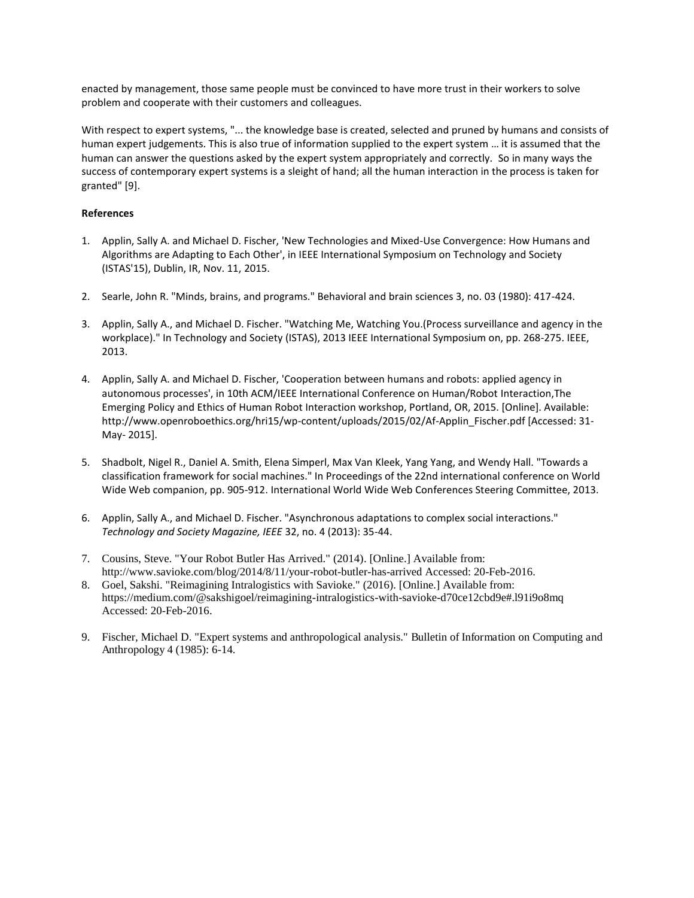enacted by management, those same people must be convinced to have more trust in their workers to solve problem and cooperate with their customers and colleagues.

With respect to expert systems, "... the knowledge base is created, selected and pruned by humans and consists of human expert judgements. This is also true of information supplied to the expert system … it is assumed that the human can answer the questions asked by the expert system appropriately and correctly. So in many ways the success of contemporary expert systems is a sleight of hand; all the human interaction in the process is taken for granted" [9].

**References**

1. Applin, Sally A. and Michael D. Fischer, 'New Technologies and Mixed-Use Convergence: How Humans and Algorithms are Adapting to Each Other', in IEEE International Symposium on Technology and Society (ISTAS'15), Dublin, IR, Nov. 11, 2015.

2. Searle, John R. "Minds, brains, and programs." Behavioral and brain sciences 3, no. 03 (1980): 417-424.

3. Applin, Sally A., and Michael D. Fischer. "Watching Me, Watching You.(Process surveillance and agency in the workplace)." In Technology and Society (ISTAS), 2013 IEEE International Symposium on, pp. 268-275. IEEE, 2013.

4. Applin, Sally A. and Michael D. Fischer, 'Cooperation between humans and robots: applied agency in autonomous processes', in 10th ACM/IEEE International Conference on Human/Robot Interaction,The Emerging Policy and Ethics of Human Robot Interaction workshop, Portland, OR, 2015. [Online]. Available: http://www.openroboethics.org/hri15/wp-content/uploads/2015/02/Af-Applin_Fischer.pdf [Accessed: 31-May- 2015].

5. Shadbolt, Nigel R., Daniel A. Smith, Elena Simperl, Max Van Kleek, Yang Yang, and Wendy Hall. "Towards a classification framework for social machines." In Proceedings of the 22nd international conference on World Wide Web companion, pp. 905-912. International World Wide Web Conferences Steering Committee, 2013.

6. Applin, Sally A., and Michael D. Fischer. "Asynchronous adaptations to complex social interactions." *Technology and Society Magazine, IEEE* 32, no. 4 (2013): 35-44.

7. Cousins, Steve. "Your Robot Butler Has Arrived." (2014). [Online.] Available from: http://www.savioke.com/blog/2014/8/11/your-robot-butler-has-arrived Accessed: 20-Feb-2016.
8. Goel, Sakshi. "Reimagining Intralogistics with Savioke." (2016). [Online.] Available from: https://medium.com/@sakshigoel/reimagining-intralogistics-with-savioke-d70ce12cbd9e#.l91i9o8mq Accessed: 20-Feb-2016.

9. Fischer, Michael D. "Expert systems and anthropological analysis." Bulletin of Information on Computing and Anthropology 4 (1985): 6-14.